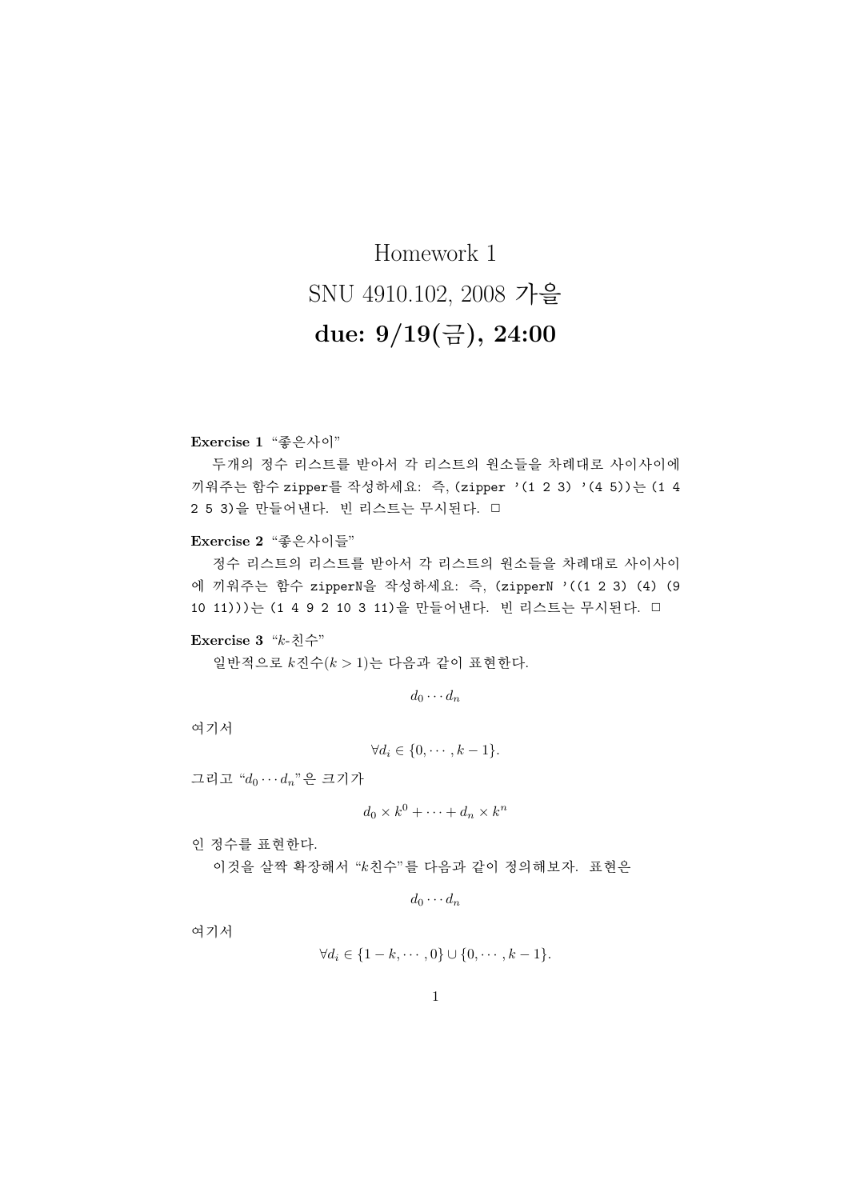# Homework 1

## SNU 4910.102, 2008 가을

## due: 9/19(금), 24:00

**Exercise 1** "좋은사이"

두개의 정수 리스트를 받아서 각 리스트의 원소들을 차례대로 사이사이에 끼워주는 함수 `zipper`를 작성하세요: 즉, `(zipper '(1 2 3) '(4 5))`는 `(1 4 2 5 3)`을 만들어낸다. 빈 리스트는 무시된다. □

**Exercise 2** "좋은사이들"

정수 리스트의 리스트를 받아서 각 리스트의 원소들을 차례대로 사이사이에 끼워주는 함수 `zipperN`을 작성하세요: 즉, `(zipperN '((1 2 3) (4) (9 10 11)))`는 `(1 4 9 2 10 3 11)`을 만들어낸다. 빈 리스트는 무시된다. □

**Exercise 3** "$k$-친수"

일반적으로 $k$진수($k > 1$)는 다음과 같이 표현한다.

$$d_0 \cdots d_n$$

여기서

$$\forall d_i \in \{0, \cdots, k-1\}.$$

그리고 "$d_0 \cdots d_n$"은 크기가

$$d_0 \times k^0 + \cdots + d_n \times k^n$$

인 정수를 표현한다.

이것을 살짝 확장해서 "$k$친수"를 다음과 같이 정의해보자. 표현은

$$d_0 \cdots d_n$$

여기서

$$\forall d_i \in \{1-k, \cdots, 0\} \cup \{0, \cdots, k-1\}.$$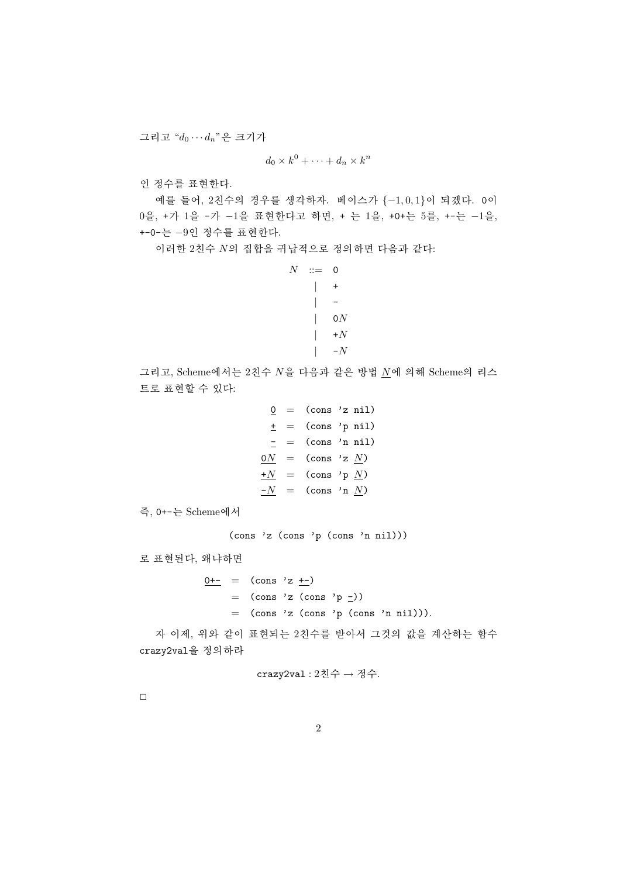그리고 "$d_0 \cdots d_n$"은 크기가

$$d_0 \times k^0 + \cdots + d_n \times k^n$$

인 정수를 표현한다.

예를 들어, 2친수의 경우를 생각하자. 베이스가 $\{-1, 0, 1\}$이 되겠다. `0`이 0을, `+`가 1을 `-`가 $-1$을 표현한다고 하면, `+` 는 1을, `+0+`는 5를, `+-`는 $-1$을, `+-0-`는 $-9$인 정수를 표현한다.

이러한 2친수 $N$의 집합을 귀납적으로 정의하면 다음과 같다:

$$
\begin{array}{rcl}
N & ::= & \texttt{0} \\
  & |   & \texttt{+} \\
  & |   & \texttt{-} \\
  & |   & \texttt{0}N \\
  & |   & \texttt{+}N \\
  & |   & \texttt{-}N
\end{array}
$$

그리고, Scheme에서는 2친수 $N$을 다음과 같은 방법 $\underline{N}$에 의해 Scheme의 리스트로 표현할 수 있다:

$$
\begin{array}{rcl}
\underline{\texttt{0}} & = & \texttt{(cons 'z nil)} \\
\underline{\texttt{+}} & = & \texttt{(cons 'p nil)} \\
\underline{\texttt{-}} & = & \texttt{(cons 'n nil)} \\
\underline{\texttt{0}N} & = & \texttt{(cons 'z } \underline{N}\texttt{)} \\
\underline{\texttt{+}N} & = & \texttt{(cons 'p } \underline{N}\texttt{)} \\
\underline{\texttt{-}N} & = & \texttt{(cons 'n } \underline{N}\texttt{)}
\end{array}
$$

즉, `0+-`는 Scheme에서

```
(cons 'z (cons 'p (cons 'n nil)))
```

로 표현된다, 왜냐하면

$$
\begin{array}{rcl}
\underline{\texttt{0+-}} & = & \texttt{(cons 'z } \underline{\texttt{+-}}\texttt{)} \\
 & = & \texttt{(cons 'z (cons 'p } \underline{\texttt{-}}\texttt{))} \\
 & = & \texttt{(cons 'z (cons 'p (cons 'n nil)))}.
\end{array}
$$

자 이제, 위와 같이 표현되는 2친수를 받아서 그것의 값을 계산하는 함수 `crazy2val`을 정의하라

$$\texttt{crazy2val} : \text{2친수} \rightarrow \text{정수}.$$

□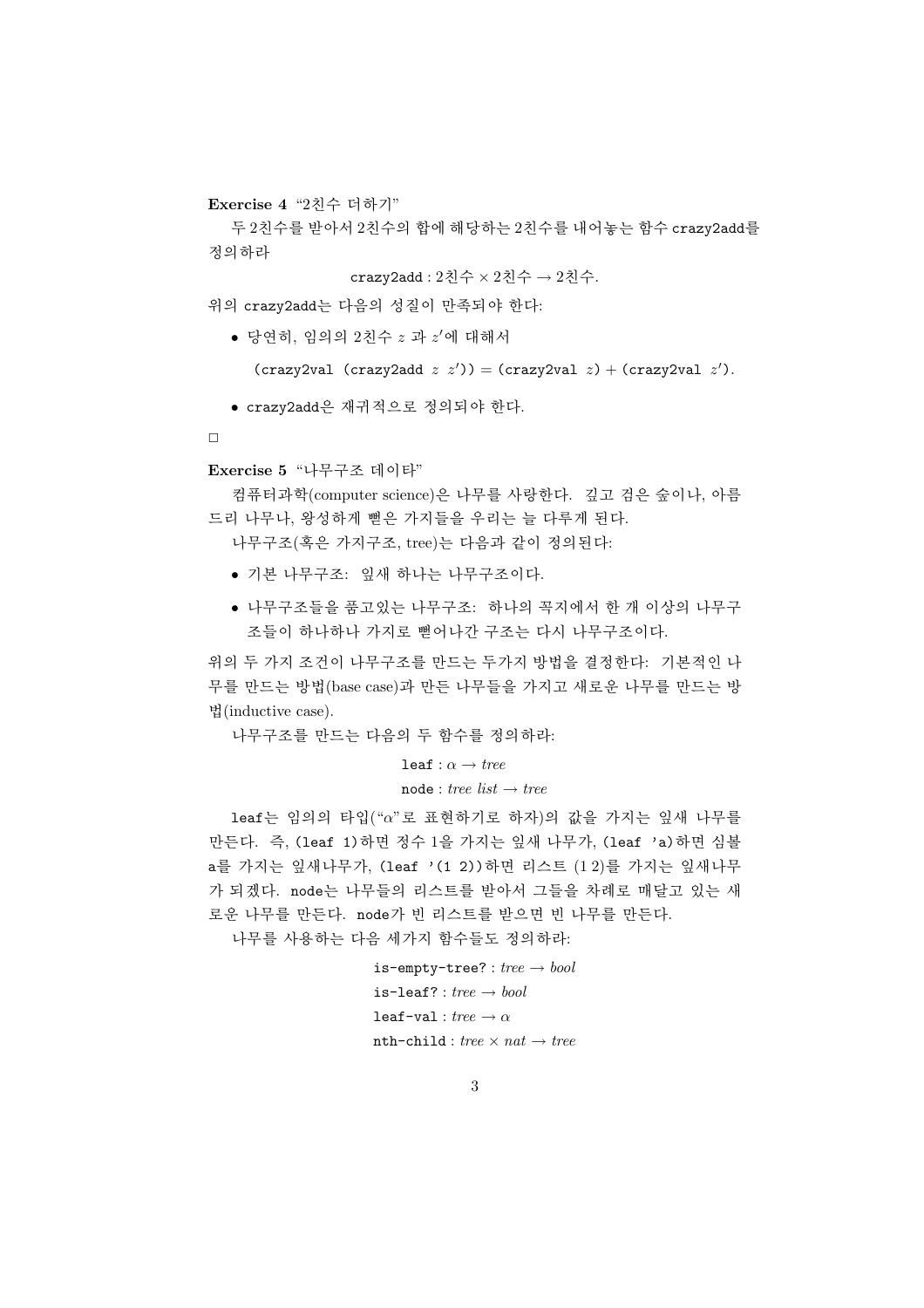**Exercise 4** "2친수 더하기"

두 2친수를 받아서 2친수의 합에 해당하는 2친수를 내어놓는 함수 crazy2add를 정의하라

$$\texttt{crazy2add} : 2\text{친수} \times 2\text{친수} \rightarrow 2\text{친수}.$$

위의 crazy2add는 다음의 성질이 만족되야 한다:

- 당연히, 임의의 2친수 $z$ 과 $z'$에 대해서

  (crazy2val (crazy2add $z$ $z'$)) = (crazy2val $z$) + (crazy2val $z'$).

- crazy2add은 재귀적으로 정의되야 한다.

□

**Exercise 5** "나무구조 데이타"

컴퓨터과학(computer science)은 나무를 사랑한다. 깊고 검은 숲이나, 아름드리 나무나, 왕성하게 뻗은 가지들을 우리는 늘 다루게 된다.

나무구조(혹은 가지구조, tree)는 다음과 같이 정의된다:

- 기본 나무구조: 잎새 하나는 나무구조이다.
- 나무구조들을 품고있는 나무구조: 하나의 꼭지에서 한 개 이상의 나무구조들이 하나하나 가지로 뻗어나간 구조는 다시 나무구조이다.

위의 두 가지 조건이 나무구조를 만드는 두가지 방법을 결정한다: 기본적인 나무를 만드는 방법(base case)과 만든 나무들을 가지고 새로운 나무를 만드는 방법(inductive case).

나무구조를 만드는 다음의 두 함수를 정의하라:

$$\texttt{leaf} : \alpha \rightarrow \textit{tree}$$
$$\texttt{node} : \textit{tree list} \rightarrow \textit{tree}$$

leaf는 임의의 타입("$\alpha$"로 표현하기로 하자)의 값을 가지는 잎새 나무를 만든다. 즉, (leaf 1)하면 정수 1을 가지는 잎새 나무가, (leaf 'a)하면 심볼 a를 가지는 잎새나무가, (leaf '(1 2))하면 리스트 (1 2)를 가지는 잎새나무가 되겠다. node는 나무들의 리스트를 받아서 그들을 차례로 매달고 있는 새로운 나무를 만든다. node가 빈 리스트를 받으면 빈 나무를 만든다.

나무를 사용하는 다음 세가지 함수들도 정의하라:

$$\texttt{is-empty-tree?} : \textit{tree} \rightarrow \textit{bool}$$
$$\texttt{is-leaf?} : \textit{tree} \rightarrow \textit{bool}$$
$$\texttt{leaf-val} : \textit{tree} \rightarrow \alpha$$
$$\texttt{nth-child} : \textit{tree} \times \textit{nat} \rightarrow \textit{tree}$$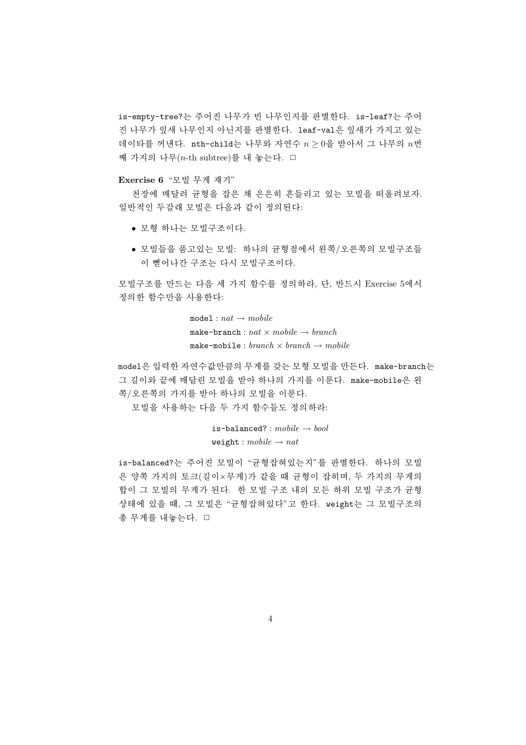`is-empty-tree?`는 주어진 나무가 빈 나무인지를 판별한다. `is-leaf?`는 주어진 나무가 잎새 나무인지 아닌지를 판별한다. `leaf-val`은 잎새가 가지고 있는 데이타를 꺼낸다. `nth-child`는 나무와 자연수 $n \geq 0$을 받아서 그 나무의 $n$번째 가지의 나무($n$-th subtree)를 내 놓는다. □

**Exercise 6** "모빌 무게 재기"

천장에 매달려 균형을 잡은 채 은은히 흔들리고 있는 모빌을 떠올려보자. 일반적인 두갈래 모빌은 다음과 같이 정의된다:

- 모형 하나는 모빌구조이다.
- 모빌들을 품고있는 모빌: 하나의 균형점에서 왼쪽/오른쪽의 모빌구조들이 뻗어나간 구조는 다시 모빌구조이다.

모빌구조를 만드는 다음 세 가지 함수를 정의하라, 단, 반드시 Exercise 5에서 정의한 함수만을 사용한다:

$$
\begin{aligned}
&\texttt{model} : nat \rightarrow mobile \\
&\texttt{make-branch} : nat \times mobile \rightarrow branch \\
&\texttt{make-mobile} : branch \times branch \rightarrow mobile
\end{aligned}
$$

`model`은 입력한 자연수값만큼의 무게를 갖는 모형 모빌을 만든다. `make-branch`는 그 길이와 끝에 매달린 모빌을 받아 하나의 가지를 이룬다. `make-mobile`은 왼쪽/오른쪽의 가지를 받아 하나의 모빌을 이룬다.

모빌을 사용하는 다음 두 가지 함수들도 정의하라:

$$
\begin{aligned}
&\texttt{is-balanced?} : mobile \rightarrow bool \\
&\texttt{weight} : mobile \rightarrow nat
\end{aligned}
$$

`is-balanced?`는 주어진 모빌이 "균형잡혀있는지"를 판별한다. 하나의 모빌은 양쪽 가지의 토크(길이×무게)가 같을 때 균형이 잡히며, 두 가지의 무게의 합이 그 모빌의 무게가 된다. 한 모빌 구조 내의 모든 하위 모빌 구조가 균형 상태에 있을 때, 그 모빌은 "균형잡혀있다"고 한다. `weight`는 그 모빌구조의 총 무게를 내놓는다. □